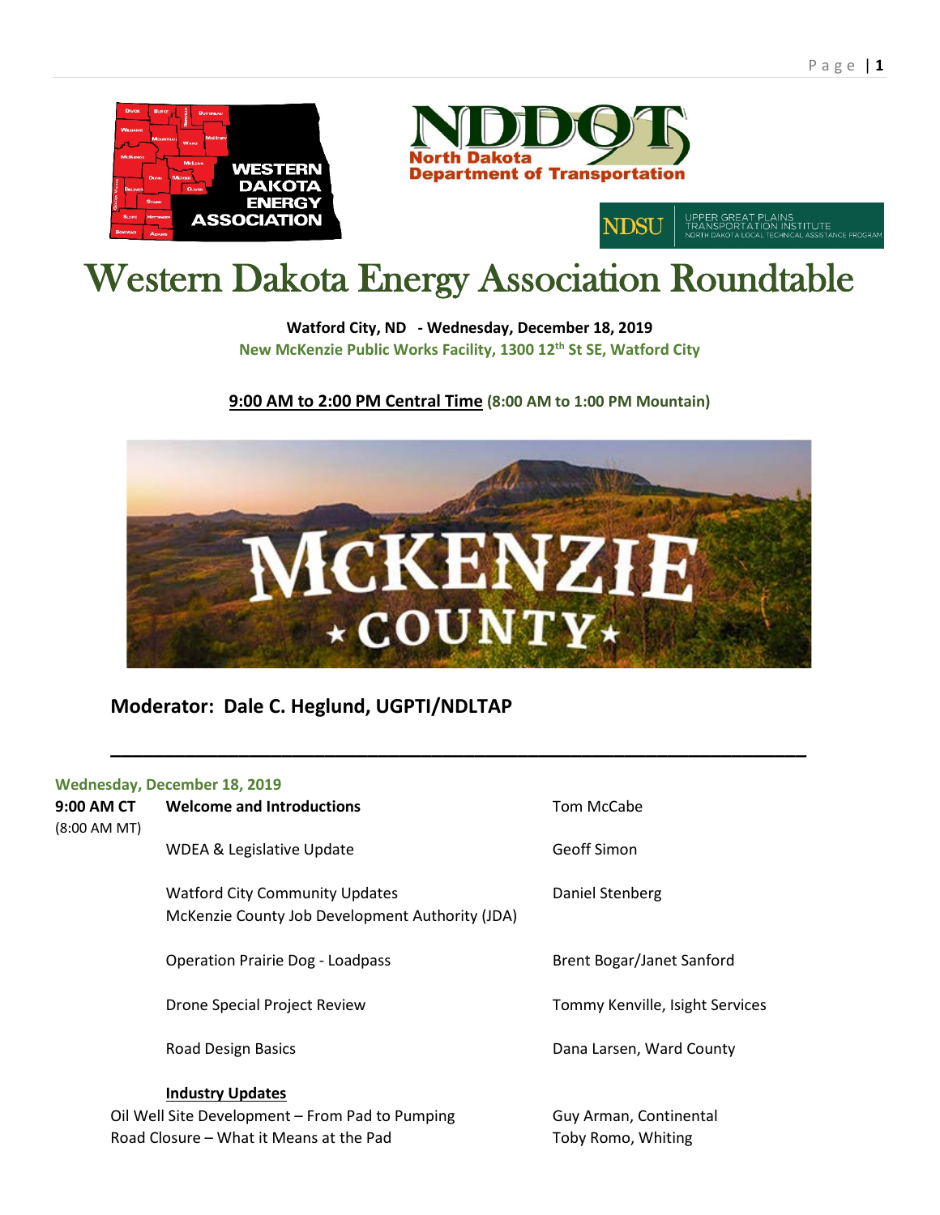# Western Dakota Energy Association Roundtable

**Watford City, ND - Wednesday, December 18, 2019**

**New McKenzie Public Works Facility, 1300 12th St SE, Watford City**

**9:00 AM to 2:00 PM Central Time (8:00 AM to 1:00 PM Mountain)**

## Moderator: Dale C. Heglund, UGPTI/NDLTAP

**Wednesday, December 18, 2019**

| | | |
|---|---|---|
| **9:00 AM CT** (8:00 AM MT) | **Welcome and Introductions** | Tom McCabe |
| | WDEA & Legislative Update | Geoff Simon |
| | Watford City Community Updates McKenzie County Job Development Authority (JDA) | Daniel Stenberg |
| | Operation Prairie Dog - Loadpass | Brent Bogar/Janet Sanford |
| | Drone Special Project Review | Tommy Kenville, Isight Services |
| | Road Design Basics | Dana Larsen, Ward County |
| | **Industry Updates** | |
| | Oil Well Site Development – From Pad to Pumping | Guy Arman, Continental |
| | Road Closure – What it Means at the Pad | Toby Romo, Whiting |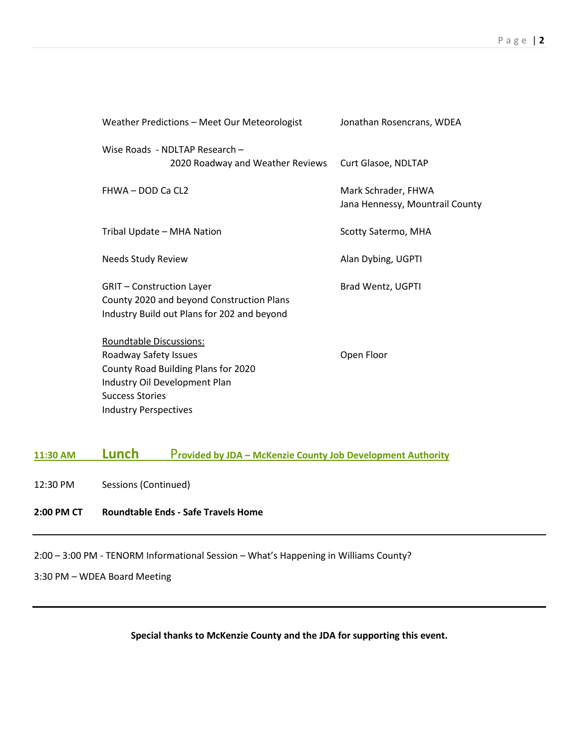| | |
|---|---|
| Weather Predictions – Meet Our Meteorologist | Jonathan Rosencrans, WDEA |
| Wise Roads - NDLTAP Research – 2020 Roadway and Weather Reviews | Curt Glasoe, NDLTAP |
| FHWA – DOD Ca CL2 | Mark Schrader, FHWA<br>Jana Hennessy, Mountrail County |
| Tribal Update – MHA Nation | Scotty Satermo, MHA |
| Needs Study Review | Alan Dybing, UGPTI |
| GRIT – Construction Layer<br>County 2020 and beyond Construction Plans<br>Industry Build out Plans for 202 and beyond | Brad Wentz, UGPTI |
| Roundtable Discussions:<br>Roadway Safety Issues<br>County Road Building Plans for 2020<br>Industry Oil Development Plan<br>Success Stories<br>Industry Perspectives | Open Floor |

**11:30 AM** **Lunch** **Provided by JDA – McKenzie County Job Development Authority**

12:30 PM Sessions (Continued)

**2:00 PM CT Roundtable Ends - Safe Travels Home**

---

2:00 – 3:00 PM - TENORM Informational Session – What's Happening in Williams County?

3:30 PM – WDEA Board Meeting

---

**Special thanks to McKenzie County and the JDA for supporting this event.**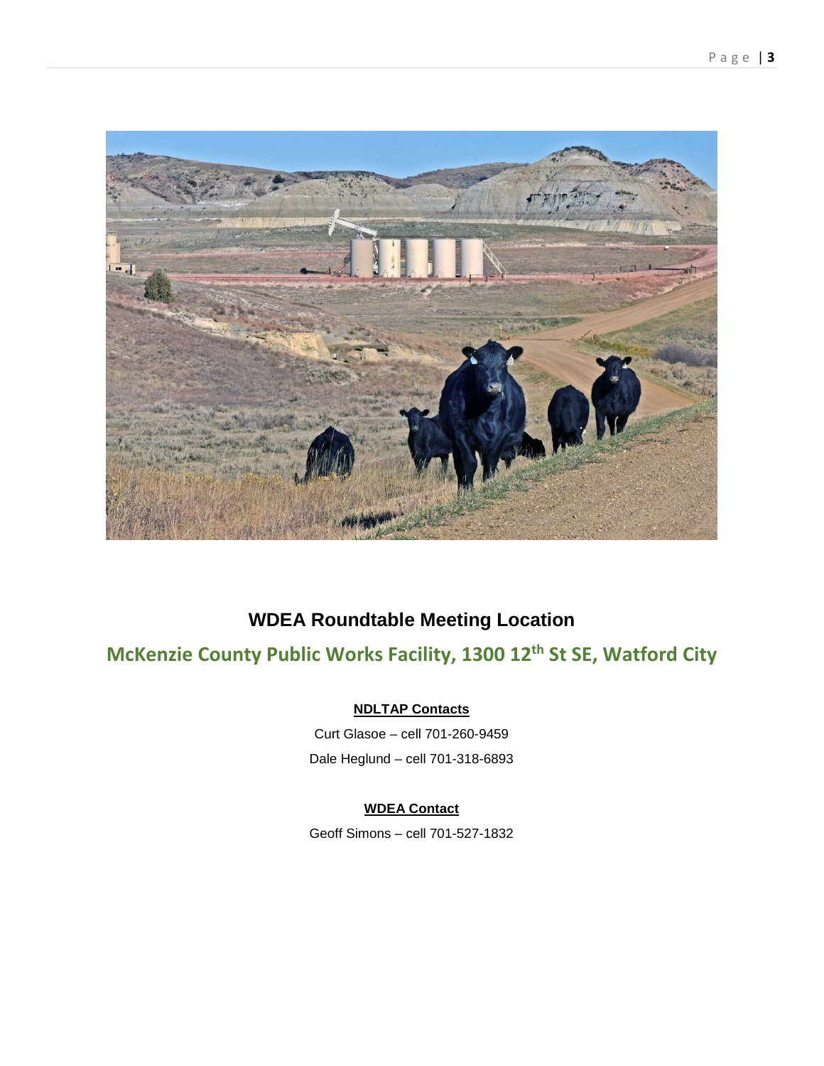## WDEA Roundtable Meeting Location

### McKenzie County Public Works Facility, 1300 12th St SE, Watford City

**NDLTAP Contacts**

Curt Glasoe – cell 701-260-9459

Dale Heglund – cell 701-318-6893

**WDEA Contact**

Geoff Simons – cell 701-527-1832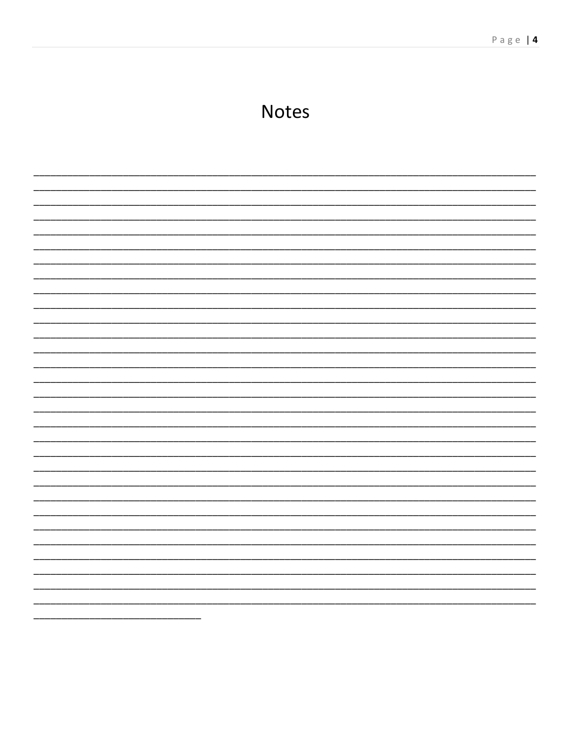# Notes

______________________________________________________________________________
______________________________________________________________________________
______________________________________________________________________________
______________________________________________________________________________
______________________________________________________________________________
______________________________________________________________________________
______________________________________________________________________________
______________________________________________________________________________
______________________________________________________________________________
______________________________________________________________________________
______________________________________________________________________________
______________________________________________________________________________
______________________________________________________________________________
______________________________________________________________________________
______________________________________________________________________________
______________________________________________________________________________
______________________________________________________________________________
______________________________________________________________________________
______________________________________________________________________________
______________________________________________________________________________
______________________________________________________________________________
______________________________________________________________________________
______________________________________________________________________________
______________________________________________________________________________
______________________________________________________________________________
______________________________________________________________________________
______________________________________________________________________________
______________________________________________________________________________
______________________________________________________________________________
______________________________________________________________________________
_________________________